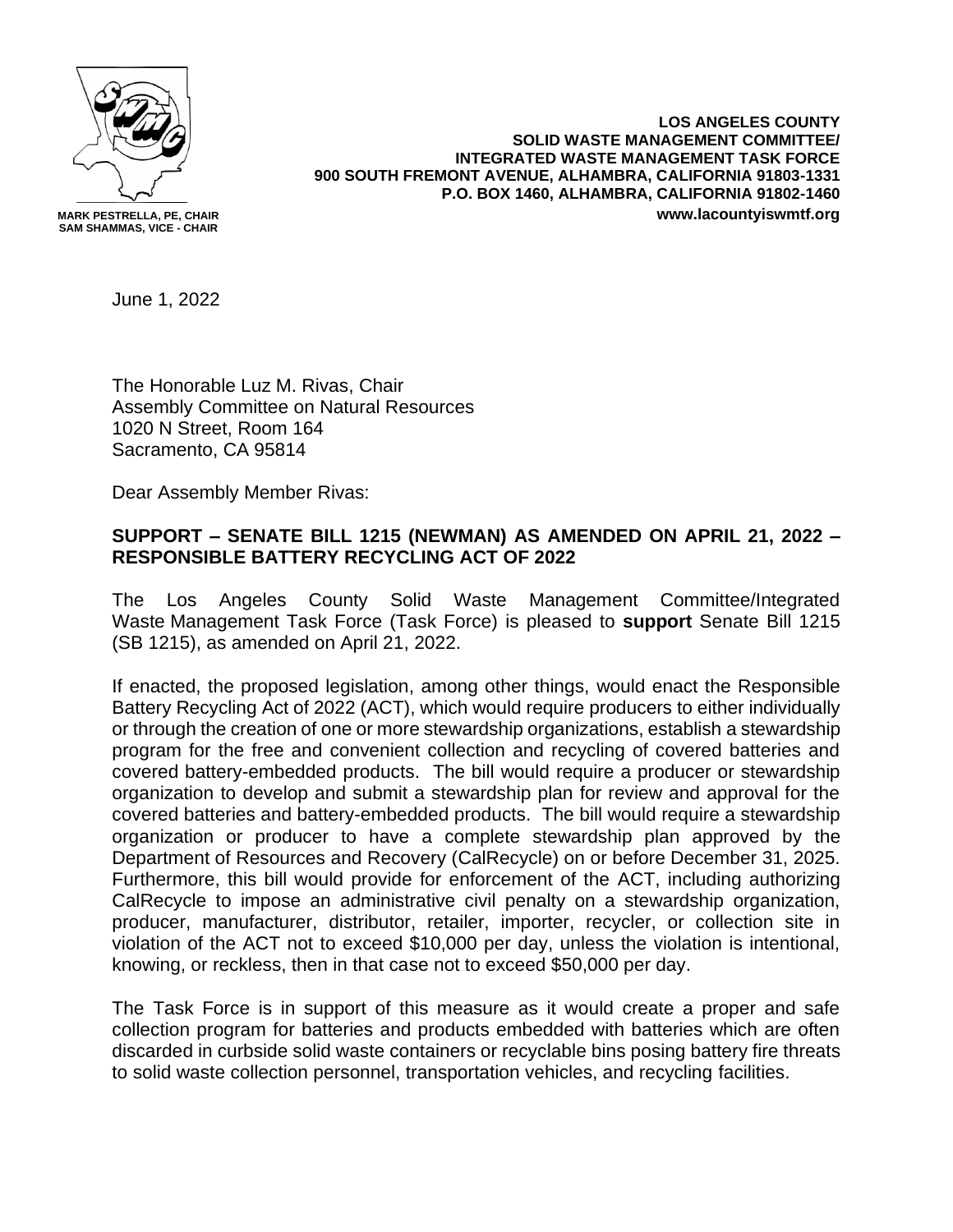MARK PESTRELLA, PE, CHAIR
SAM SHAMMAS, VICE - CHAIR

**LOS ANGELES COUNTY**
**SOLID WASTE MANAGEMENT COMMITTEE/**
**INTEGRATED WASTE MANAGEMENT TASK FORCE**
**900 SOUTH FREMONT AVENUE, ALHAMBRA, CALIFORNIA 91803-1331**
**P.O. BOX 1460, ALHAMBRA, CALIFORNIA 91802-1460**
**www.lacountyiswmtf.org**

June 1, 2022

The Honorable Luz M. Rivas, Chair
Assembly Committee on Natural Resources
1020 N Street, Room 164
Sacramento, CA 95814

Dear Assembly Member Rivas:

**SUPPORT – SENATE BILL 1215 (NEWMAN) AS AMENDED ON APRIL 21, 2022 – RESPONSIBLE BATTERY RECYCLING ACT OF 2022**

The Los Angeles County Solid Waste Management Committee/Integrated Waste Management Task Force (Task Force) is pleased to **support** Senate Bill 1215 (SB 1215), as amended on April 21, 2022.

If enacted, the proposed legislation, among other things, would enact the Responsible Battery Recycling Act of 2022 (ACT), which would require producers to either individually or through the creation of one or more stewardship organizations, establish a stewardship program for the free and convenient collection and recycling of covered batteries and covered battery-embedded products. The bill would require a producer or stewardship organization to develop and submit a stewardship plan for review and approval for the covered batteries and battery-embedded products. The bill would require a stewardship organization or producer to have a complete stewardship plan approved by the Department of Resources and Recovery (CalRecycle) on or before December 31, 2025. Furthermore, this bill would provide for enforcement of the ACT, including authorizing CalRecycle to impose an administrative civil penalty on a stewardship organization, producer, manufacturer, distributor, retailer, importer, recycler, or collection site in violation of the ACT not to exceed $10,000 per day, unless the violation is intentional, knowing, or reckless, then in that case not to exceed $50,000 per day.

The Task Force is in support of this measure as it would create a proper and safe collection program for batteries and products embedded with batteries which are often discarded in curbside solid waste containers or recyclable bins posing battery fire threats to solid waste collection personnel, transportation vehicles, and recycling facilities.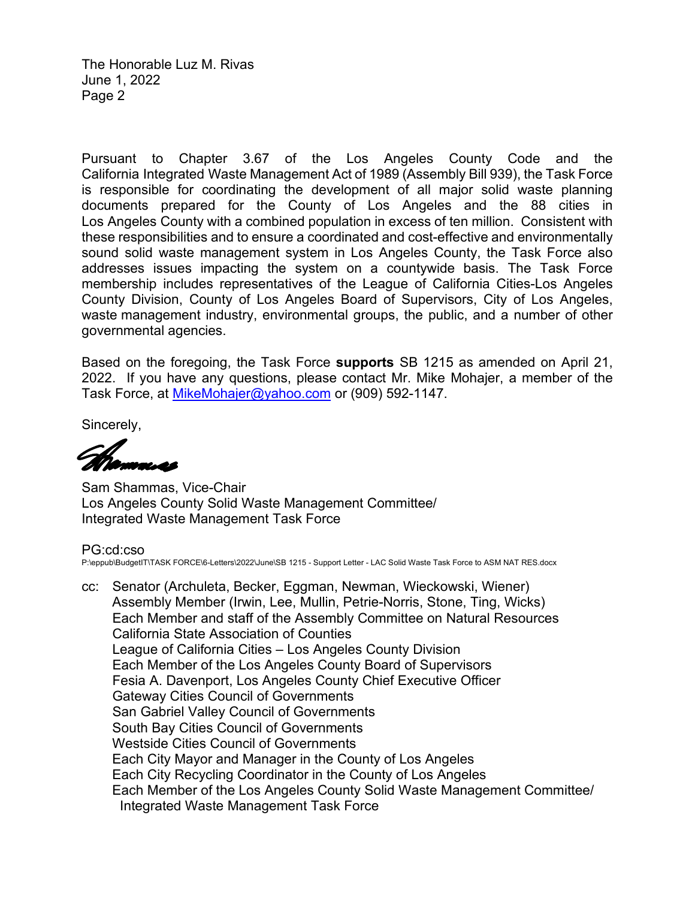The Honorable Luz M. Rivas
June 1, 2022
Page 2

Pursuant to Chapter 3.67 of the Los Angeles County Code and the California Integrated Waste Management Act of 1989 (Assembly Bill 939), the Task Force is responsible for coordinating the development of all major solid waste planning documents prepared for the County of Los Angeles and the 88 cities in Los Angeles County with a combined population in excess of ten million. Consistent with these responsibilities and to ensure a coordinated and cost-effective and environmentally sound solid waste management system in Los Angeles County, the Task Force also addresses issues impacting the system on a countywide basis. The Task Force membership includes representatives of the League of California Cities-Los Angeles County Division, County of Los Angeles Board of Supervisors, City of Los Angeles, waste management industry, environmental groups, the public, and a number of other governmental agencies.

Based on the foregoing, the Task Force **supports** SB 1215 as amended on April 21, 2022. If you have any questions, please contact Mr. Mike Mohajer, a member of the Task Force, at MikeMohajer@yahoo.com or (909) 592-1147.

Sincerely,

Sam Shammas, Vice-Chair
Los Angeles County Solid Waste Management Committee/
Integrated Waste Management Task Force

PG:cd:cso
P:\eppub\BudgetIT\TASK FORCE\6-Letters\2022\June\SB 1215 - Support Letter - LAC Solid Waste Task Force to ASM NAT RES.docx

cc: Senator (Archuleta, Becker, Eggman, Newman, Wieckowski, Wiener)
Assembly Member (Irwin, Lee, Mullin, Petrie-Norris, Stone, Ting, Wicks)
Each Member and staff of the Assembly Committee on Natural Resources
California State Association of Counties
League of California Cities – Los Angeles County Division
Each Member of the Los Angeles County Board of Supervisors
Fesia A. Davenport, Los Angeles County Chief Executive Officer
Gateway Cities Council of Governments
San Gabriel Valley Council of Governments
South Bay Cities Council of Governments
Westside Cities Council of Governments
Each City Mayor and Manager in the County of Los Angeles
Each City Recycling Coordinator in the County of Los Angeles
Each Member of the Los Angeles County Solid Waste Management Committee/
Integrated Waste Management Task Force